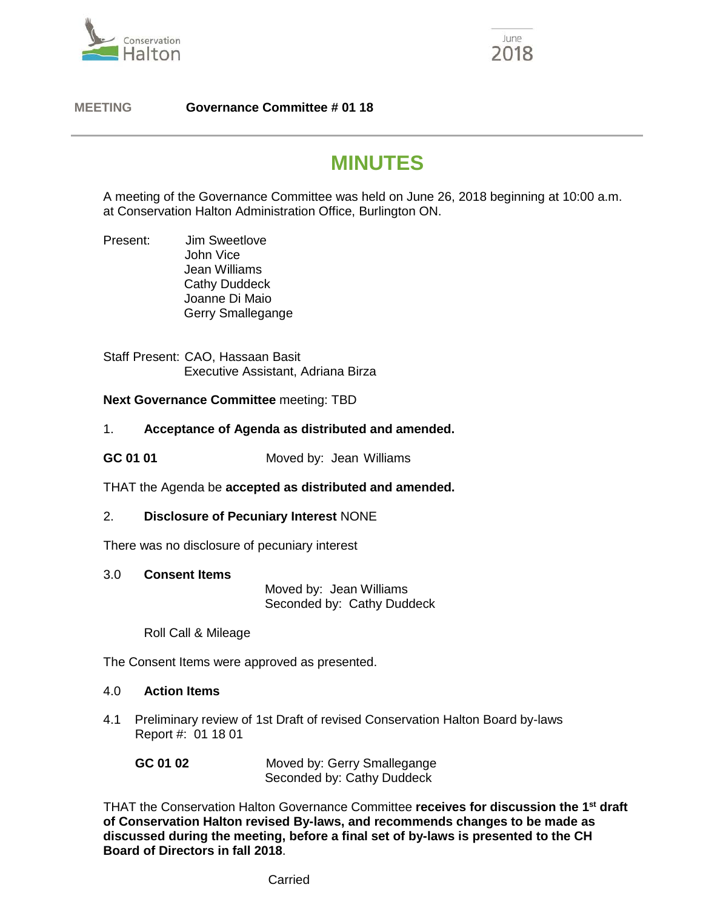Conservation Halton

June 2018

**MEETING** **Governance Committee # 01 18**

# MINUTES

A meeting of the Governance Committee was held on June 26, 2018 beginning at 10:00 a.m. at Conservation Halton Administration Office, Burlington ON.

Present:
Jim Sweetlove
John Vice
Jean Williams
Cathy Duddeck
Joanne Di Maio
Gerry Smallegange

Staff Present: CAO, Hassaan Basit
Executive Assistant, Adriana Birza

**Next Governance Committee** meeting: TBD

1. **Acceptance of Agenda as distributed and amended.**

**GC 01 01** Moved by: Jean Williams

THAT the Agenda be **accepted as distributed and amended.**

2. **Disclosure of Pecuniary Interest** NONE

There was no disclosure of pecuniary interest

3.0 **Consent Items**

Moved by: Jean Williams
Seconded by: Cathy Duddeck

Roll Call & Mileage

The Consent Items were approved as presented.

4.0 **Action Items**

4.1 Preliminary review of 1st Draft of revised Conservation Halton Board by-laws
Report #: 01 18 01

**GC 01 02** Moved by: Gerry Smallegange
Seconded by: Cathy Duddeck

THAT the Conservation Halton Governance Committee **receives for discussion the 1st draft of Conservation Halton revised By-laws, and recommends changes to be made as discussed during the meeting, before a final set of by-laws is presented to the CH Board of Directors in fall 2018**.

Carried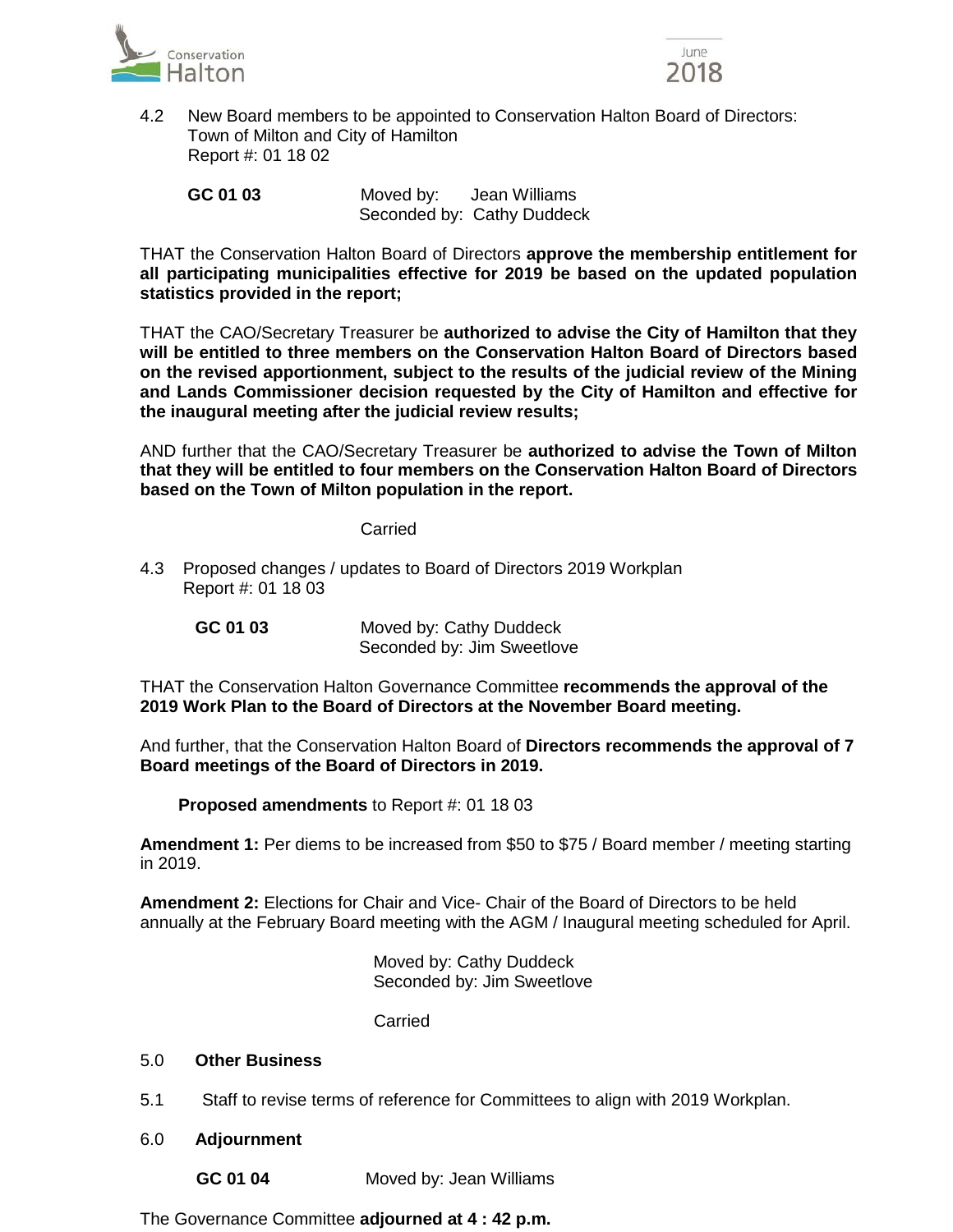4.2 New Board members to be appointed to Conservation Halton Board of Directors: Town of Milton and City of Hamilton
Report #: 01 18 02

**GC 01 03** Moved by: Jean Williams
Seconded by: Cathy Duddeck

THAT the Conservation Halton Board of Directors **approve the membership entitlement for all participating municipalities effective for 2019 be based on the updated population statistics provided in the report;**

THAT the CAO/Secretary Treasurer be **authorized to advise the City of Hamilton that they will be entitled to three members on the Conservation Halton Board of Directors based on the revised apportionment, subject to the results of the judicial review of the Mining and Lands Commissioner decision requested by the City of Hamilton and effective for the inaugural meeting after the judicial review results;**

AND further that the CAO/Secretary Treasurer be **authorized to advise the Town of Milton that they will be entitled to four members on the Conservation Halton Board of Directors based on the Town of Milton population in the report.**

Carried

4.3 Proposed changes / updates to Board of Directors 2019 Workplan
Report #: 01 18 03

**GC 01 03** Moved by: Cathy Duddeck
Seconded by: Jim Sweetlove

THAT the Conservation Halton Governance Committee **recommends the approval of the 2019 Work Plan to the Board of Directors at the November Board meeting.**

And further, that the Conservation Halton Board of **Directors recommends the approval of 7 Board meetings of the Board of Directors in 2019.**

**Proposed amendments** to Report #: 01 18 03

**Amendment 1:** Per diems to be increased from $50 to $75 / Board member / meeting starting in 2019.

**Amendment 2:** Elections for Chair and Vice- Chair of the Board of Directors to be held annually at the February Board meeting with the AGM / Inaugural meeting scheduled for April.

Moved by: Cathy Duddeck
Seconded by: Jim Sweetlove

Carried

5.0 **Other Business**

5.1 Staff to revise terms of reference for Committees to align with 2019 Workplan.

6.0 **Adjournment**

**GC 01 04** Moved by: Jean Williams

The Governance Committee **adjourned at 4 : 42 p.m.**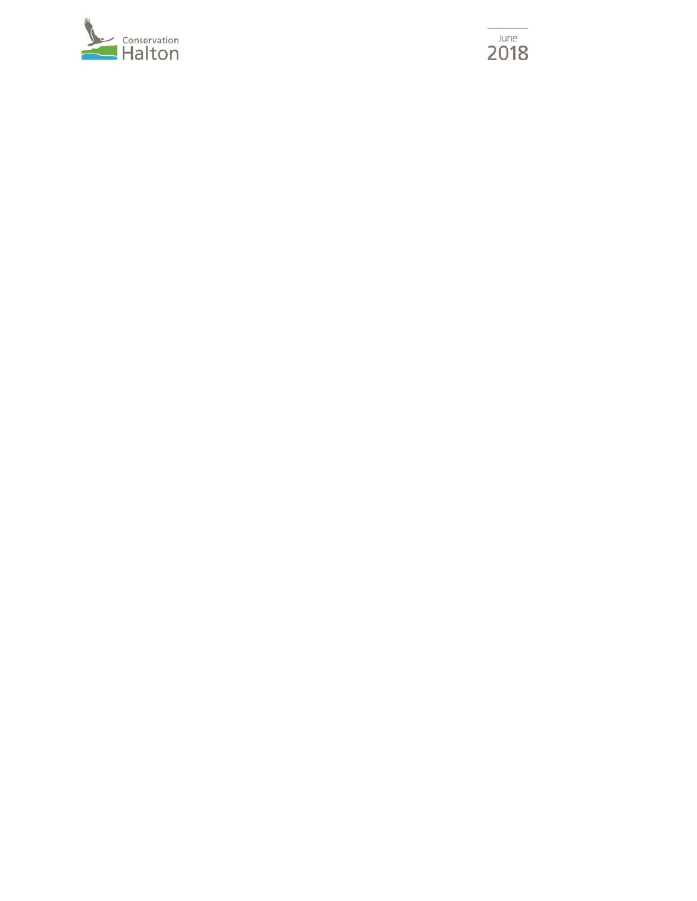Conservation Halton

June
2018